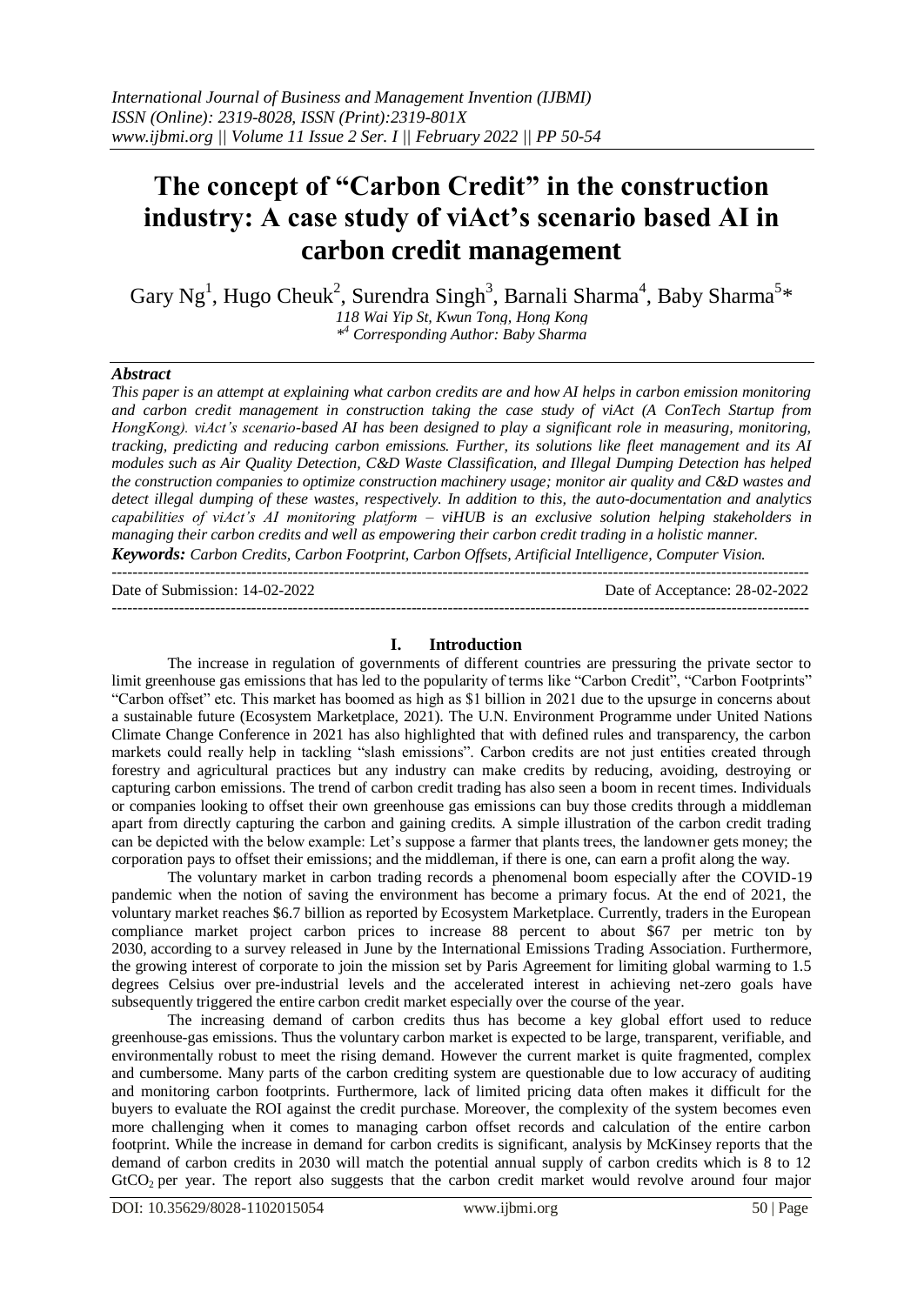# The concept of "Carbon Credit" in the construction industry: A case study of viAct's scenario based AI in carbon credit management

Gary Ng[1], Hugo Cheuk[2], Surendra Singh[3], Barnali Sharma[4], Baby Sharma[5]*

*118 Wai Yip St, Kwun Tong, Hong Kong*

*[4] Corresponding Author: Baby Sharma*

### *Abstract*

*This paper is an attempt at explaining what carbon credits are and how AI helps in carbon emission monitoring and carbon credit management in construction taking the case study of viAct (A ConTech Startup from HongKong). viAct's scenario-based AI has been designed to play a significant role in measuring, monitoring, tracking, predicting and reducing carbon emissions. Further, its solutions like fleet management and its AI modules such as Air Quality Detection, C&D Waste Classification, and Illegal Dumping Detection has helped the construction companies to optimize construction machinery usage; monitor air quality and C&D wastes and detect illegal dumping of these wastes, respectively. In addition to this, the auto-documentation and analytics capabilities of viAct's AI monitoring platform – viHUB is an exclusive solution helping stakeholders in managing their carbon credits and well as empowering their carbon credit trading in a holistic manner.*

***Keywords:*** *Carbon Credits, Carbon Footprint, Carbon Offsets, Artificial Intelligence, Computer Vision.*

---

Date of Submission: 14-02-2022 Date of Acceptance: 28-02-2022

---

## I. Introduction

The increase in regulation of governments of different countries are pressuring the private sector to limit greenhouse gas emissions that has led to the popularity of terms like "Carbon Credit", "Carbon Footprints" "Carbon offset" etc. This market has boomed as high as $1 billion in 2021 due to the upsurge in concerns about a sustainable future (Ecosystem Marketplace, 2021). The U.N. Environment Programme under United Nations Climate Change Conference in 2021 has also highlighted that with defined rules and transparency, the carbon markets could really help in tackling "slash emissions". Carbon credits are not just entities created through forestry and agricultural practices but any industry can make credits by reducing, avoiding, destroying or capturing carbon emissions. The trend of carbon credit trading has also seen a boom in recent times. Individuals or companies looking to offset their own greenhouse gas emissions can buy those credits through a middleman apart from directly capturing the carbon and gaining credits. A simple illustration of the carbon credit trading can be depicted with the below example: Let's suppose a farmer that plants trees, the landowner gets money; the corporation pays to offset their emissions; and the middleman, if there is one, can earn a profit along the way.

The voluntary market in carbon trading records a phenomenal boom especially after the COVID-19 pandemic when the notion of saving the environment has become a primary focus. At the end of 2021, the voluntary market reaches $6.7 billion as reported by Ecosystem Marketplace. Currently, traders in the European compliance market project carbon prices to increase 88 percent to about $67 per metric ton by 2030, according to a survey released in June by the International Emissions Trading Association. Furthermore, the growing interest of corporate to join the mission set by Paris Agreement for limiting global warming to 1.5 degrees Celsius over pre-industrial levels and the accelerated interest in achieving net-zero goals have subsequently triggered the entire carbon credit market especially over the course of the year.

The increasing demand of carbon credits thus has become a key global effort used to reduce greenhouse-gas emissions. Thus the voluntary carbon market is expected to be large, transparent, verifiable, and environmentally robust to meet the rising demand. However the current market is quite fragmented, complex and cumbersome. Many parts of the carbon crediting system are questionable due to low accuracy of auditing and monitoring carbon footprints. Furthermore, lack of limited pricing data often makes it difficult for the buyers to evaluate the ROI against the credit purchase. Moreover, the complexity of the system becomes even more challenging when it comes to managing carbon offset records and calculation of the entire carbon footprint. While the increase in demand for carbon credits is significant, analysis by McKinsey reports that the demand of carbon credits in 2030 will match the potential annual supply of carbon credits which is 8 to 12 $GtCO_2$ per year. The report also suggests that the carbon credit market would revolve around four major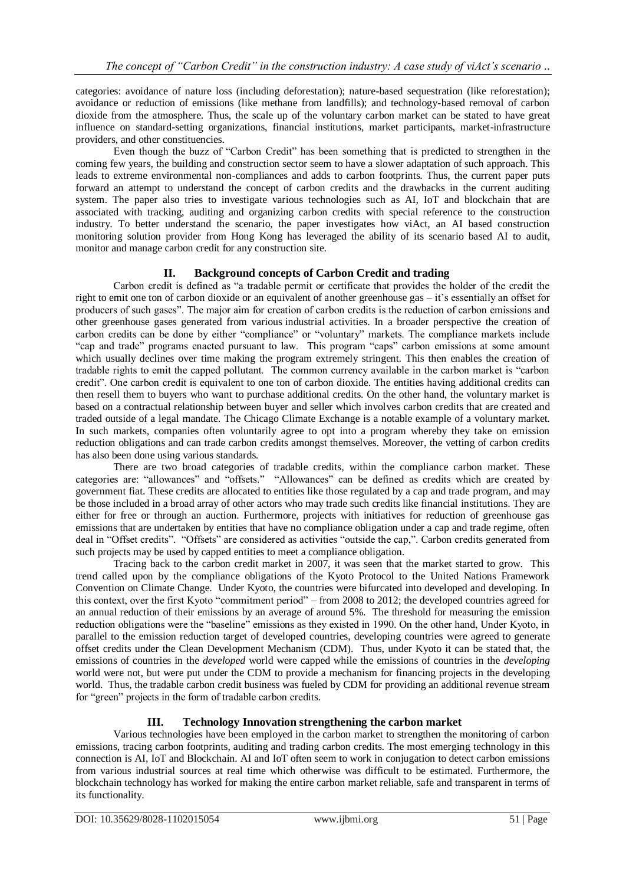categories: avoidance of nature loss (including deforestation); nature-based sequestration (like reforestation); avoidance or reduction of emissions (like methane from landfills); and technology-based removal of carbon dioxide from the atmosphere. Thus, the scale up of the voluntary carbon market can be stated to have great influence on standard-setting organizations, financial institutions, market participants, market-infrastructure providers, and other constituencies.

Even though the buzz of "Carbon Credit" has been something that is predicted to strengthen in the coming few years, the building and construction sector seem to have a slower adaptation of such approach. This leads to extreme environmental non-compliances and adds to carbon footprints. Thus, the current paper puts forward an attempt to understand the concept of carbon credits and the drawbacks in the current auditing system. The paper also tries to investigate various technologies such as AI, IoT and blockchain that are associated with tracking, auditing and organizing carbon credits with special reference to the construction industry. To better understand the scenario, the paper investigates how viAct, an AI based construction monitoring solution provider from Hong Kong has leveraged the ability of its scenario based AI to audit, monitor and manage carbon credit for any construction site.

## II. Background concepts of Carbon Credit and trading

Carbon credit is defined as "a tradable permit or certificate that provides the holder of the credit the right to emit one ton of carbon dioxide or an equivalent of another greenhouse gas – it's essentially an offset for producers of such gases". The major aim for creation of carbon credits is the reduction of carbon emissions and other greenhouse gases generated from various industrial activities. In a broader perspective the creation of carbon credits can be done by either "compliance" or "voluntary" markets. The compliance markets include "cap and trade" programs enacted pursuant to law. This program "caps" carbon emissions at some amount which usually declines over time making the program extremely stringent. This then enables the creation of tradable rights to emit the capped pollutant. The common currency available in the carbon market is "carbon credit". One carbon credit is equivalent to one ton of carbon dioxide. The entities having additional credits can then resell them to buyers who want to purchase additional credits. On the other hand, the voluntary market is based on a contractual relationship between buyer and seller which involves carbon credits that are created and traded outside of a legal mandate. The Chicago Climate Exchange is a notable example of a voluntary market. In such markets, companies often voluntarily agree to opt into a program whereby they take on emission reduction obligations and can trade carbon credits amongst themselves. Moreover, the vetting of carbon credits has also been done using various standards.

There are two broad categories of tradable credits, within the compliance carbon market. These categories are: "allowances" and "offsets." "Allowances" can be defined as credits which are created by government fiat. These credits are allocated to entities like those regulated by a cap and trade program, and may be those included in a broad array of other actors who may trade such credits like financial institutions. They are either for free or through an auction. Furthermore, projects with initiatives for reduction of greenhouse gas emissions that are undertaken by entities that have no compliance obligation under a cap and trade regime, often deal in "Offset credits". "Offsets" are considered as activities "outside the cap,". Carbon credits generated from such projects may be used by capped entities to meet a compliance obligation.

Tracing back to the carbon credit market in 2007, it was seen that the market started to grow. This trend called upon by the compliance obligations of the Kyoto Protocol to the United Nations Framework Convention on Climate Change. Under Kyoto, the countries were bifurcated into developed and developing. In this context, over the first Kyoto "commitment period" – from 2008 to 2012; the developed countries agreed for an annual reduction of their emissions by an average of around 5%. The threshold for measuring the emission reduction obligations were the "baseline" emissions as they existed in 1990. On the other hand, Under Kyoto, in parallel to the emission reduction target of developed countries, developing countries were agreed to generate offset credits under the Clean Development Mechanism (CDM). Thus, under Kyoto it can be stated that, the emissions of countries in the *developed* world were capped while the emissions of countries in the *developing* world were not, but were put under the CDM to provide a mechanism for financing projects in the developing world. Thus, the tradable carbon credit business was fueled by CDM for providing an additional revenue stream for "green" projects in the form of tradable carbon credits.

## III. Technology Innovation strengthening the carbon market

Various technologies have been employed in the carbon market to strengthen the monitoring of carbon emissions, tracing carbon footprints, auditing and trading carbon credits. The most emerging technology in this connection is AI, IoT and Blockchain. AI and IoT often seem to work in conjugation to detect carbon emissions from various industrial sources at real time which otherwise was difficult to be estimated. Furthermore, the blockchain technology has worked for making the entire carbon market reliable, safe and transparent in terms of its functionality.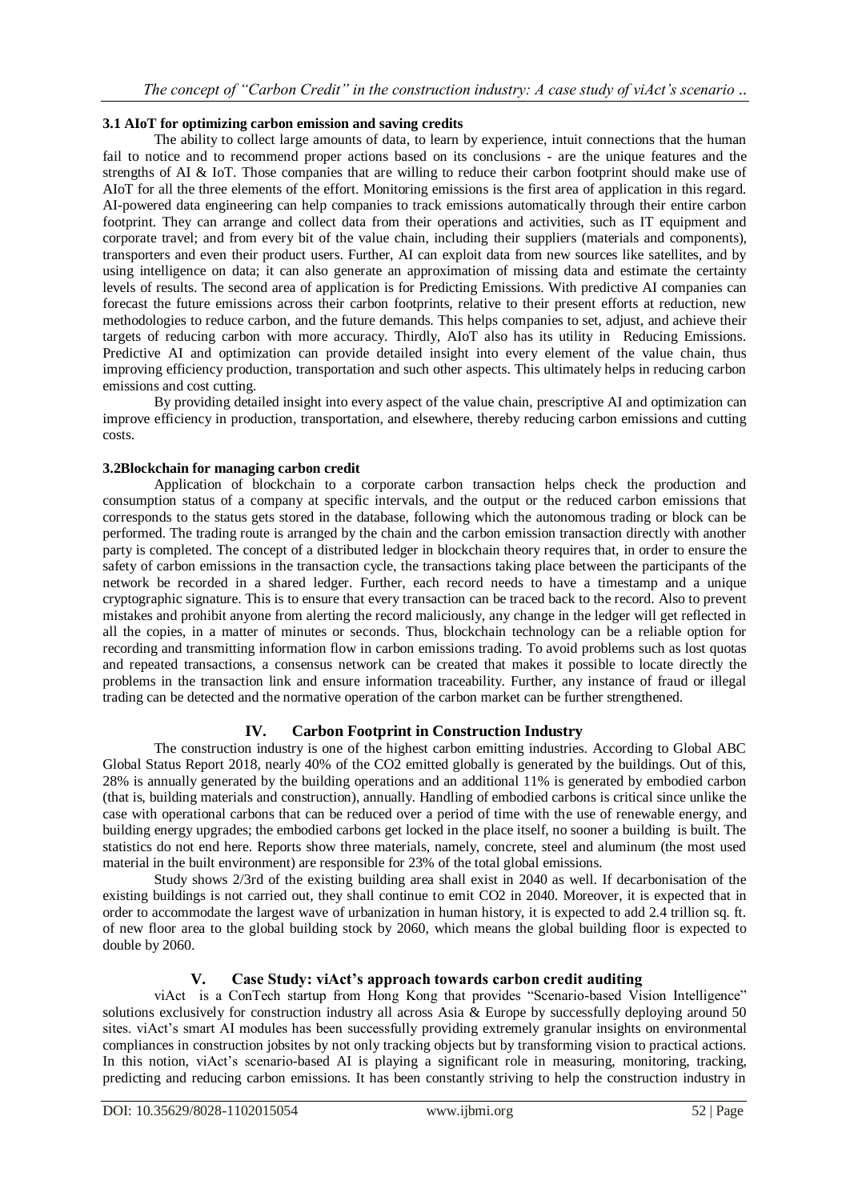### 3.1 AIoT for optimizing carbon emission and saving credits

The ability to collect large amounts of data, to learn by experience, intuit connections that the human fail to notice and to recommend proper actions based on its conclusions - are the unique features and the strengths of AI & IoT. Those companies that are willing to reduce their carbon footprint should make use of AIoT for all the three elements of the effort. Monitoring emissions is the first area of application in this regard. AI-powered data engineering can help companies to track emissions automatically through their entire carbon footprint. They can arrange and collect data from their operations and activities, such as IT equipment and corporate travel; and from every bit of the value chain, including their suppliers (materials and components), transporters and even their product users. Further, AI can exploit data from new sources like satellites, and by using intelligence on data; it can also generate an approximation of missing data and estimate the certainty levels of results. The second area of application is for Predicting Emissions. With predictive AI companies can forecast the future emissions across their carbon footprints, relative to their present efforts at reduction, new methodologies to reduce carbon, and the future demands. This helps companies to set, adjust, and achieve their targets of reducing carbon with more accuracy. Thirdly, AIoT also has its utility in Reducing Emissions. Predictive AI and optimization can provide detailed insight into every element of the value chain, thus improving efficiency production, transportation and such other aspects. This ultimately helps in reducing carbon emissions and cost cutting.

By providing detailed insight into every aspect of the value chain, prescriptive AI and optimization can improve efficiency in production, transportation, and elsewhere, thereby reducing carbon emissions and cutting costs.

### 3.2Blockchain for managing carbon credit

Application of blockchain to a corporate carbon transaction helps check the production and consumption status of a company at specific intervals, and the output or the reduced carbon emissions that corresponds to the status gets stored in the database, following which the autonomous trading or block can be performed. The trading route is arranged by the chain and the carbon emission transaction directly with another party is completed. The concept of a distributed ledger in blockchain theory requires that, in order to ensure the safety of carbon emissions in the transaction cycle, the transactions taking place between the participants of the network be recorded in a shared ledger. Further, each record needs to have a timestamp and a unique cryptographic signature. This is to ensure that every transaction can be traced back to the record. Also to prevent mistakes and prohibit anyone from alerting the record maliciously, any change in the ledger will get reflected in all the copies, in a matter of minutes or seconds. Thus, blockchain technology can be a reliable option for recording and transmitting information flow in carbon emissions trading. To avoid problems such as lost quotas and repeated transactions, a consensus network can be created that makes it possible to locate directly the problems in the transaction link and ensure information traceability. Further, any instance of fraud or illegal trading can be detected and the normative operation of the carbon market can be further strengthened.

## IV. Carbon Footprint in Construction Industry

The construction industry is one of the highest carbon emitting industries. According to Global ABC Global Status Report 2018, nearly 40% of the $CO_2$ emitted globally is generated by the buildings. Out of this, 28% is annually generated by the building operations and an additional 11% is generated by embodied carbon (that is, building materials and construction), annually. Handling of embodied carbons is critical since unlike the case with operational carbons that can be reduced over a period of time with the use of renewable energy, and building energy upgrades; the embodied carbons get locked in the place itself, no sooner a building is built. The statistics do not end here. Reports show three materials, namely, concrete, steel and aluminum (the most used material in the built environment) are responsible for 23% of the total global emissions.

Study shows 2/3rd of the existing building area shall exist in 2040 as well. If decarbonisation of the existing buildings is not carried out, they shall continue to emit $CO_2$ in 2040. Moreover, it is expected that in order to accommodate the largest wave of urbanization in human history, it is expected to add 2.4 trillion sq. ft. of new floor area to the global building stock by 2060, which means the global building floor is expected to double by 2060.

## V. Case Study: viAct's approach towards carbon credit auditing

viAct is a ConTech startup from Hong Kong that provides "Scenario-based Vision Intelligence" solutions exclusively for construction industry all across Asia & Europe by successfully deploying around 50 sites. viAct's smart AI modules has been successfully providing extremely granular insights on environmental compliances in construction jobsites by not only tracking objects but by transforming vision to practical actions. In this notion, viAct's scenario-based AI is playing a significant role in measuring, monitoring, tracking, predicting and reducing carbon emissions. It has been constantly striving to help the construction industry in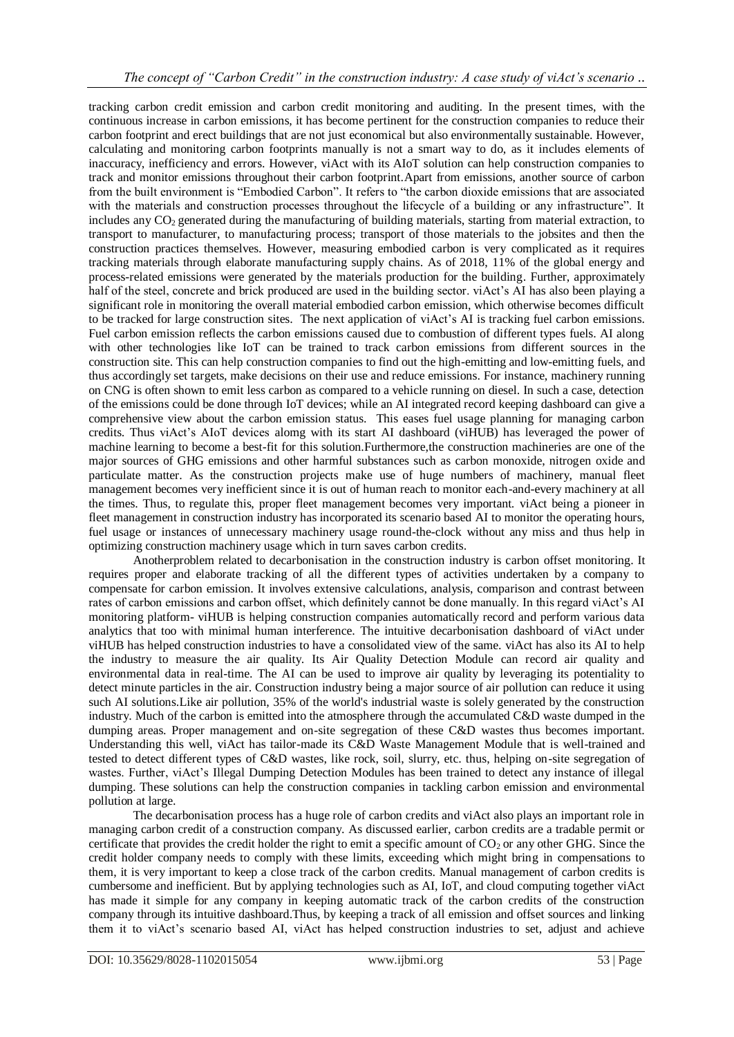tracking carbon credit emission and carbon credit monitoring and auditing. In the present times, with the continuous increase in carbon emissions, it has become pertinent for the construction companies to reduce their carbon footprint and erect buildings that are not just economical but also environmentally sustainable. However, calculating and monitoring carbon footprints manually is not a smart way to do, as it includes elements of inaccuracy, inefficiency and errors. However, viAct with its AIoT solution can help construction companies to track and monitor emissions throughout their carbon footprint.Apart from emissions, another source of carbon from the built environment is "Embodied Carbon". It refers to "the carbon dioxide emissions that are associated with the materials and construction processes throughout the lifecycle of a building or any infrastructure". It includes any $CO_2$ generated during the manufacturing of building materials, starting from material extraction, to transport to manufacturer, to manufacturing process; transport of those materials to the jobsites and then the construction practices themselves. However, measuring embodied carbon is very complicated as it requires tracking materials through elaborate manufacturing supply chains. As of 2018, 11% of the global energy and process-related emissions were generated by the materials production for the building. Further, approximately half of the steel, concrete and brick produced are used in the building sector. viAct's AI has also been playing a significant role in monitoring the overall material embodied carbon emission, which otherwise becomes difficult to be tracked for large construction sites. The next application of viAct's AI is tracking fuel carbon emissions. Fuel carbon emission reflects the carbon emissions caused due to combustion of different types fuels. AI along with other technologies like IoT can be trained to track carbon emissions from different sources in the construction site. This can help construction companies to find out the high-emitting and low-emitting fuels, and thus accordingly set targets, make decisions on their use and reduce emissions. For instance, machinery running on CNG is often shown to emit less carbon as compared to a vehicle running on diesel. In such a case, detection of the emissions could be done through IoT devices; while an AI integrated record keeping dashboard can give a comprehensive view about the carbon emission status. This eases fuel usage planning for managing carbon credits. Thus viAct's AIoT devices alomg with its start AI dashboard (viHUB) has leveraged the power of machine learning to become a best-fit for this solution.Furthermore,the construction machineries are one of the major sources of GHG emissions and other harmful substances such as carbon monoxide, nitrogen oxide and particulate matter. As the construction projects make use of huge numbers of machinery, manual fleet management becomes very inefficient since it is out of human reach to monitor each-and-every machinery at all the times. Thus, to regulate this, proper fleet management becomes very important. viAct being a pioneer in fleet management in construction industry has incorporated its scenario based AI to monitor the operating hours, fuel usage or instances of unnecessary machinery usage round-the-clock without any miss and thus help in optimizing construction machinery usage which in turn saves carbon credits.

Anotherproblem related to decarbonisation in the construction industry is carbon offset monitoring. It requires proper and elaborate tracking of all the different types of activities undertaken by a company to compensate for carbon emission. It involves extensive calculations, analysis, comparison and contrast between rates of carbon emissions and carbon offset, which definitely cannot be done manually. In this regard viAct's AI monitoring platform- viHUB is helping construction companies automatically record and perform various data analytics that too with minimal human interference. The intuitive decarbonisation dashboard of viAct under viHUB has helped construction industries to have a consolidated view of the same. viAct has also its AI to help the industry to measure the air quality. Its Air Quality Detection Module can record air quality and environmental data in real-time. The AI can be used to improve air quality by leveraging its potentiality to detect minute particles in the air. Construction industry being a major source of air pollution can reduce it using such AI solutions.Like air pollution, 35% of the world's industrial waste is solely generated by the construction industry. Much of the carbon is emitted into the atmosphere through the accumulated C&D waste dumped in the dumping areas. Proper management and on-site segregation of these C&D wastes thus becomes important. Understanding this well, viAct has tailor-made its C&D Waste Management Module that is well-trained and tested to detect different types of C&D wastes, like rock, soil, slurry, etc. thus, helping on-site segregation of wastes. Further, viAct's Illegal Dumping Detection Modules has been trained to detect any instance of illegal dumping. These solutions can help the construction companies in tackling carbon emission and environmental pollution at large.

The decarbonisation process has a huge role of carbon credits and viAct also plays an important role in managing carbon credit of a construction company. As discussed earlier, carbon credits are a tradable permit or certificate that provides the credit holder the right to emit a specific amount of $CO_2$ or any other GHG. Since the credit holder company needs to comply with these limits, exceeding which might bring in compensations to them, it is very important to keep a close track of the carbon credits. Manual management of carbon credits is cumbersome and inefficient. But by applying technologies such as AI, IoT, and cloud computing together viAct has made it simple for any company in keeping automatic track of the carbon credits of the construction company through its intuitive dashboard.Thus, by keeping a track of all emission and offset sources and linking them it to viAct's scenario based AI, viAct has helped construction industries to set, adjust and achieve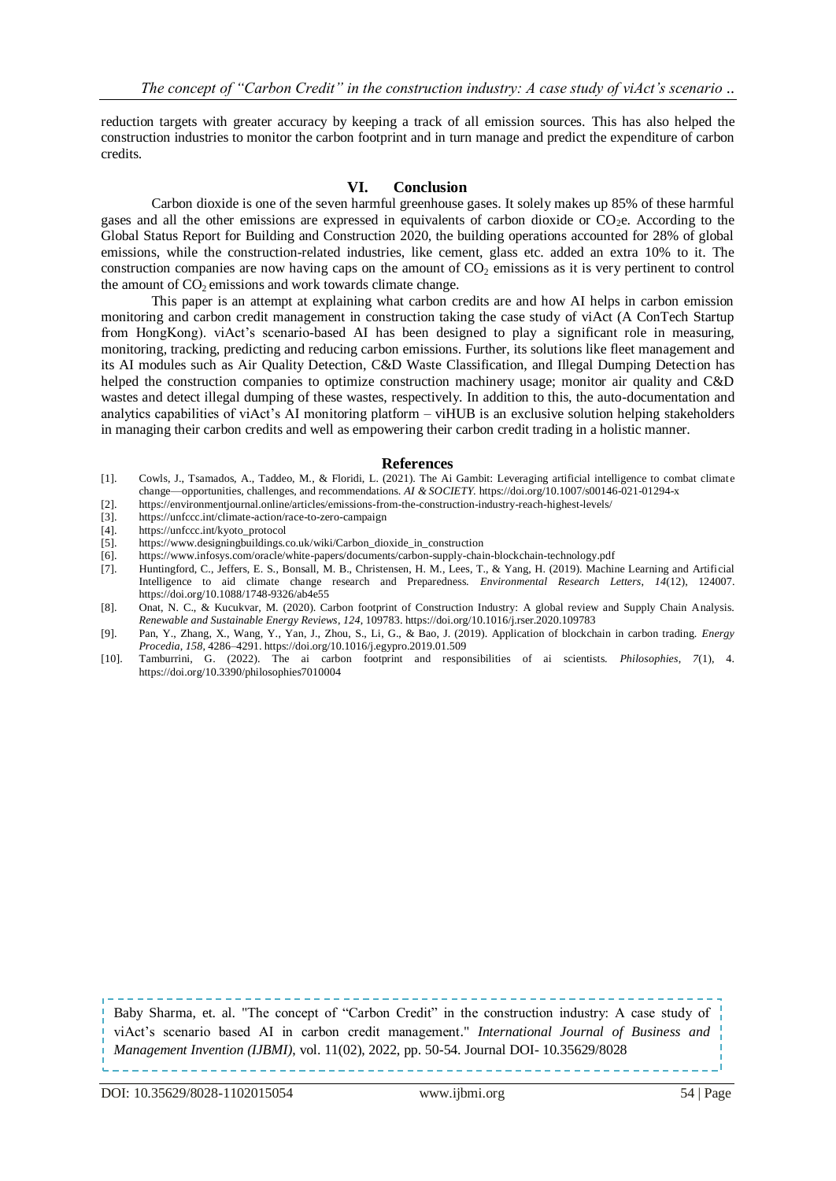reduction targets with greater accuracy by keeping a track of all emission sources. This has also helped the construction industries to monitor the carbon footprint and in turn manage and predict the expenditure of carbon credits.

## VI. Conclusion

Carbon dioxide is one of the seven harmful greenhouse gases. It solely makes up 85% of these harmful gases and all the other emissions are expressed in equivalents of carbon dioxide or $CO_2e$. According to the Global Status Report for Building and Construction 2020, the building operations accounted for 28% of global emissions, while the construction-related industries, like cement, glass etc. added an extra 10% to it. The construction companies are now having caps on the amount of $CO_2$ emissions as it is very pertinent to control the amount of $CO_2$ emissions and work towards climate change.

This paper is an attempt at explaining what carbon credits are and how AI helps in carbon emission monitoring and carbon credit management in construction taking the case study of viAct (A ConTech Startup from HongKong). viAct's scenario-based AI has been designed to play a significant role in measuring, monitoring, tracking, predicting and reducing carbon emissions. Further, its solutions like fleet management and its AI modules such as Air Quality Detection, C&D Waste Classification, and Illegal Dumping Detection has helped the construction companies to optimize construction machinery usage; monitor air quality and C&D wastes and detect illegal dumping of these wastes, respectively. In addition to this, the auto-documentation and analytics capabilities of viAct's AI monitoring platform – viHUB is an exclusive solution helping stakeholders in managing their carbon credits and well as empowering their carbon credit trading in a holistic manner.

## References

[1]. Cowls, J., Tsamados, A., Taddeo, M., & Floridi, L. (2021). The Ai Gambit: Leveraging artificial intelligence to combat climate change—opportunities, challenges, and recommendations. *AI & SOCIETY*. https://doi.org/10.1007/s00146-021-01294-x

[2]. https://environmentjournal.online/articles/emissions-from-the-construction-industry-reach-highest-levels/

[3]. https://unfccc.int/climate-action/race-to-zero-campaign

[4]. https://unfccc.int/kyoto_protocol

[5]. https://www.designingbuildings.co.uk/wiki/Carbon_dioxide_in_construction

[6]. https://www.infosys.com/oracle/white-papers/documents/carbon-supply-chain-blockchain-technology.pdf

[7]. Huntingford, C., Jeffers, E. S., Bonsall, M. B., Christensen, H. M., Lees, T., & Yang, H. (2019). Machine Learning and Artificial Intelligence to aid climate change research and Preparedness. *Environmental Research Letters*, *14*(12), 124007. https://doi.org/10.1088/1748-9326/ab4e55

[8]. Onat, N. C., & Kucukvar, M. (2020). Carbon footprint of Construction Industry: A global review and Supply Chain Analysis. *Renewable and Sustainable Energy Reviews*, *124*, 109783. https://doi.org/10.1016/j.rser.2020.109783

[9]. Pan, Y., Zhang, X., Wang, Y., Yan, J., Zhou, S., Li, G., & Bao, J. (2019). Application of blockchain in carbon trading. *Energy Procedia*, *158*, 4286–4291. https://doi.org/10.1016/j.egypro.2019.01.509

[10]. Tamburrini, G. (2022). The ai carbon footprint and responsibilities of ai scientists. *Philosophies*, *7*(1), 4. https://doi.org/10.3390/philosophies7010004

Baby Sharma, et. al. "The concept of "Carbon Credit" in the construction industry: A case study of viAct's scenario based AI in carbon credit management." *International Journal of Business and Management Invention (IJBMI)*, vol. 11(02), 2022, pp. 50-54. Journal DOI- 10.35629/8028